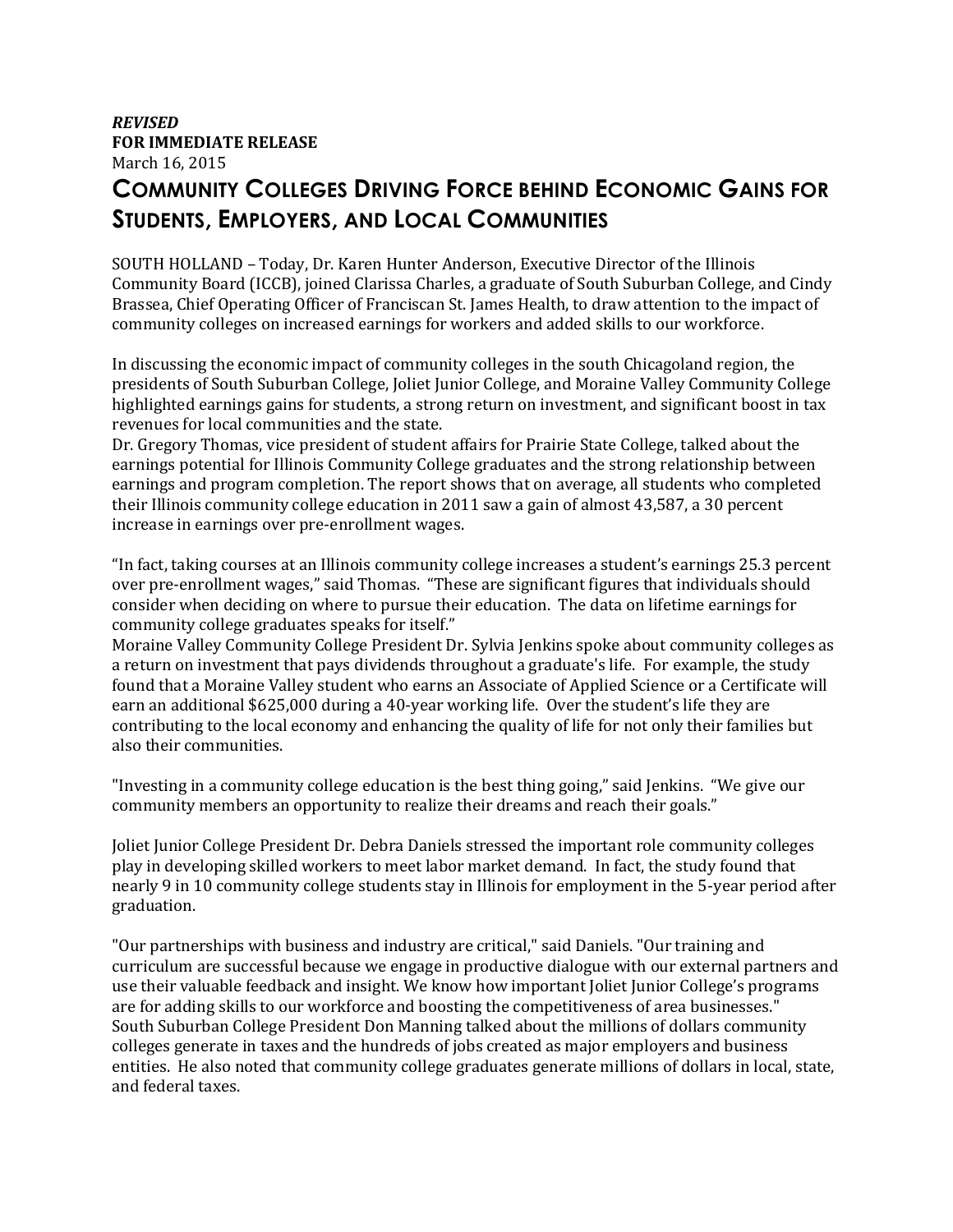***REVISED***
**FOR IMMEDIATE RELEASE**
March 16, 2015

# COMMUNITY COLLEGES DRIVING FORCE BEHIND ECONOMIC GAINS FOR STUDENTS, EMPLOYERS, AND LOCAL COMMUNITIES

SOUTH HOLLAND – Today, Dr. Karen Hunter Anderson, Executive Director of the Illinois Community Board (ICCB), joined Clarissa Charles, a graduate of South Suburban College, and Cindy Brassea, Chief Operating Officer of Franciscan St. James Health, to draw attention to the impact of community colleges on increased earnings for workers and added skills to our workforce.

In discussing the economic impact of community colleges in the south Chicagoland region, the presidents of South Suburban College, Joliet Junior College, and Moraine Valley Community College highlighted earnings gains for students, a strong return on investment, and significant boost in tax revenues for local communities and the state.
Dr. Gregory Thomas, vice president of student affairs for Prairie State College, talked about the earnings potential for Illinois Community College graduates and the strong relationship between earnings and program completion. The report shows that on average, all students who completed their Illinois community college education in 2011 saw a gain of almost 43,587, a 30 percent increase in earnings over pre-enrollment wages.

"In fact, taking courses at an Illinois community college increases a student's earnings 25.3 percent over pre-enrollment wages," said Thomas. "These are significant figures that individuals should consider when deciding on where to pursue their education. The data on lifetime earnings for community college graduates speaks for itself."
Moraine Valley Community College President Dr. Sylvia Jenkins spoke about community colleges as a return on investment that pays dividends throughout a graduate's life. For example, the study found that a Moraine Valley student who earns an Associate of Applied Science or a Certificate will earn an additional $625,000 during a 40-year working life. Over the student's life they are contributing to the local economy and enhancing the quality of life for not only their families but also their communities.

"Investing in a community college education is the best thing going," said Jenkins. "We give our community members an opportunity to realize their dreams and reach their goals."

Joliet Junior College President Dr. Debra Daniels stressed the important role community colleges play in developing skilled workers to meet labor market demand. In fact, the study found that nearly 9 in 10 community college students stay in Illinois for employment in the 5-year period after graduation.

"Our partnerships with business and industry are critical," said Daniels. "Our training and curriculum are successful because we engage in productive dialogue with our external partners and use their valuable feedback and insight. We know how important Joliet Junior College's programs are for adding skills to our workforce and boosting the competitiveness of area businesses."
South Suburban College President Don Manning talked about the millions of dollars community colleges generate in taxes and the hundreds of jobs created as major employers and business entities. He also noted that community college graduates generate millions of dollars in local, state, and federal taxes.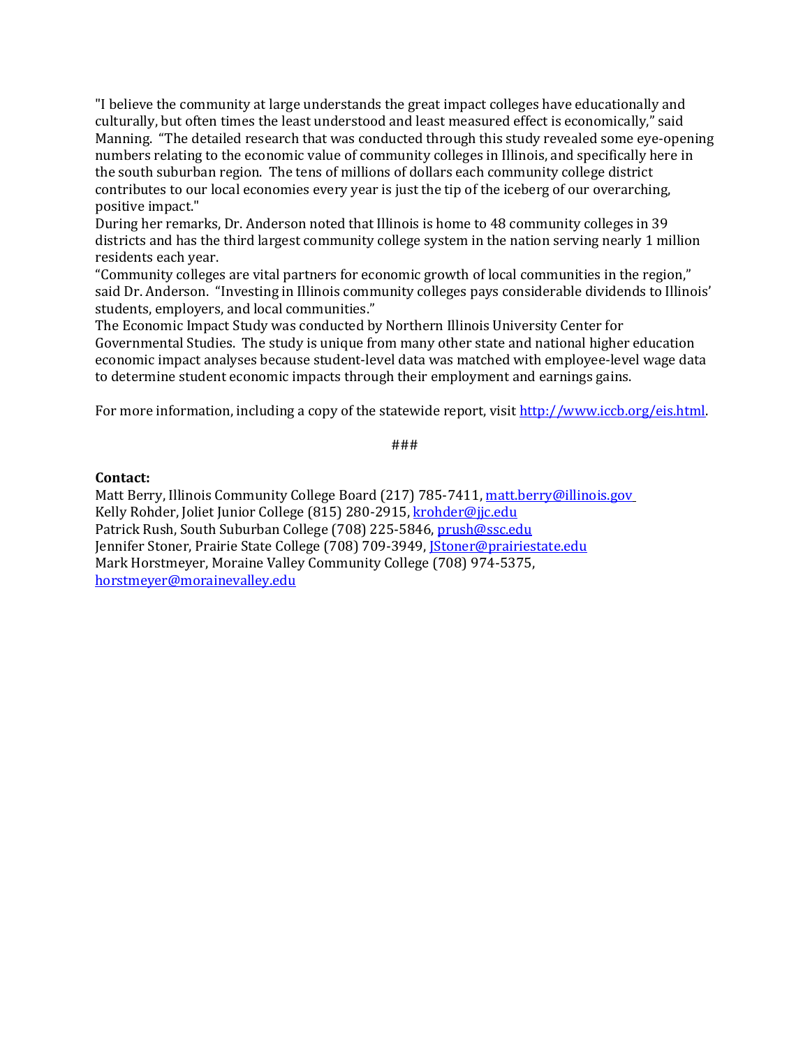"I believe the community at large understands the great impact colleges have educationally and culturally, but often times the least understood and least measured effect is economically," said Manning. "The detailed research that was conducted through this study revealed some eye-opening numbers relating to the economic value of community colleges in Illinois, and specifically here in the south suburban region. The tens of millions of dollars each community college district contributes to our local economies every year is just the tip of the iceberg of our overarching, positive impact."

During her remarks, Dr. Anderson noted that Illinois is home to 48 community colleges in 39 districts and has the third largest community college system in the nation serving nearly 1 million residents each year.

"Community colleges are vital partners for economic growth of local communities in the region," said Dr. Anderson. "Investing in Illinois community colleges pays considerable dividends to Illinois' students, employers, and local communities."

The Economic Impact Study was conducted by Northern Illinois University Center for Governmental Studies. The study is unique from many other state and national higher education economic impact analyses because student-level data was matched with employee-level wage data to determine student economic impacts through their employment and earnings gains.

For more information, including a copy of the statewide report, visit http://www.iccb.org/eis.html.

###

**Contact:**
Matt Berry, Illinois Community College Board (217) 785-7411, matt.berry@illinois.gov
Kelly Rohder, Joliet Junior College (815) 280-2915, krohder@jjc.edu
Patrick Rush, South Suburban College (708) 225-5846, prush@ssc.edu
Jennifer Stoner, Prairie State College (708) 709-3949, JStoner@prairiestate.edu
Mark Horstmeyer, Moraine Valley Community College (708) 974-5375, horstmeyer@morainevalley.edu